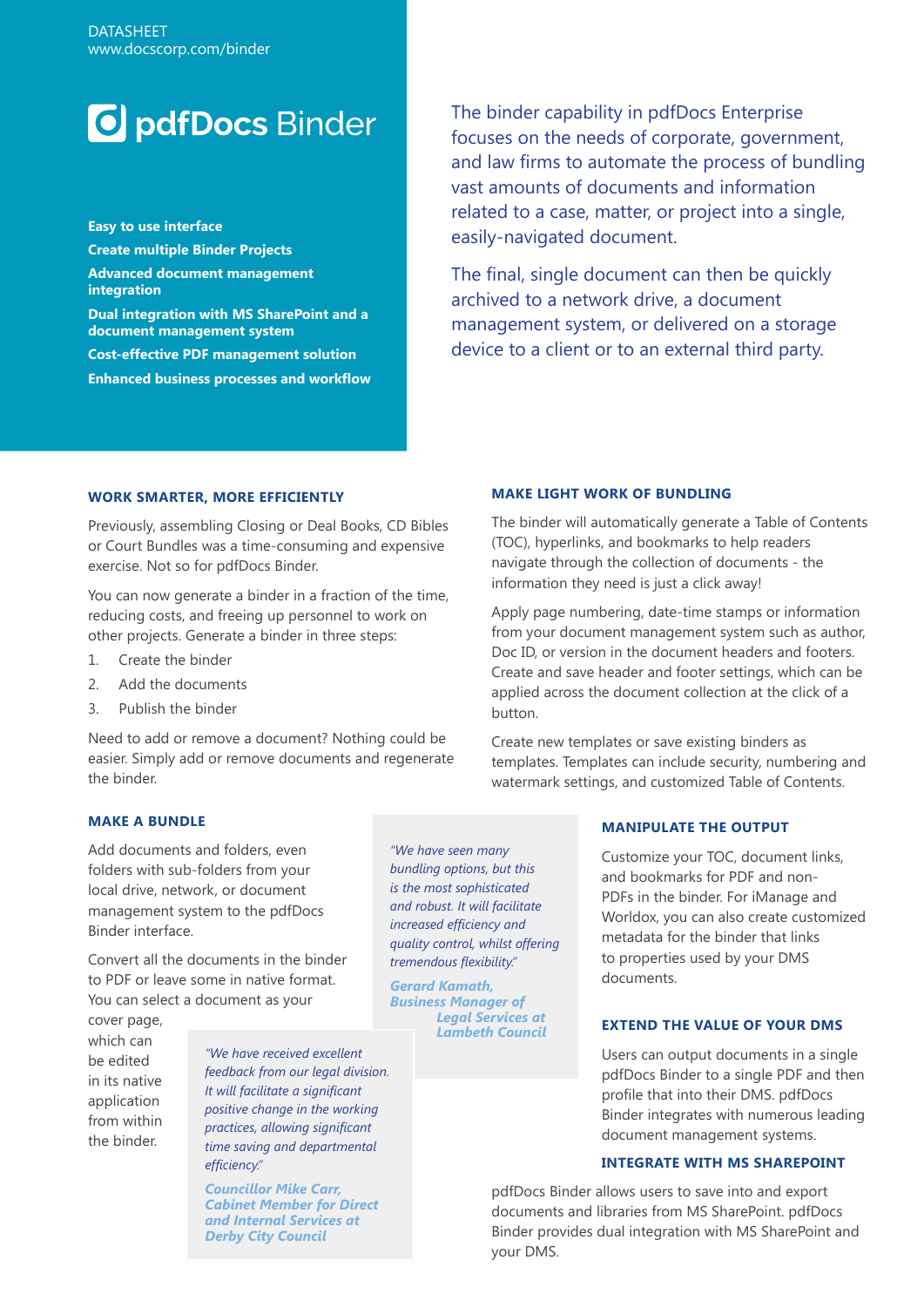DATASHEET
www.docscorp.com/binder

# pdfDocs Binder

**Easy to use interface**

**Create multiple Binder Projects**

**Advanced document management integration**

**Dual integration with MS SharePoint and a document management system**

**Cost-effective PDF management solution**

**Enhanced business processes and workflow**

The binder capability in pdfDocs Enterprise focuses on the needs of corporate, government, and law firms to automate the process of bundling vast amounts of documents and information related to a case, matter, or project into a single, easily-navigated document.

The final, single document can then be quickly archived to a network drive, a document management system, or delivered on a storage device to a client or to an external third party.

## WORK SMARTER, MORE EFFICIENTLY

Previously, assembling Closing or Deal Books, CD Bibles or Court Bundles was a time-consuming and expensive exercise. Not so for pdfDocs Binder.

You can now generate a binder in a fraction of the time, reducing costs, and freeing up personnel to work on other projects. Generate a binder in three steps:

1. Create the binder
2. Add the documents
3. Publish the binder

Need to add or remove a document? Nothing could be easier. Simply add or remove documents and regenerate the binder.

## MAKE LIGHT WORK OF BUNDLING

The binder will automatically generate a Table of Contents (TOC), hyperlinks, and bookmarks to help readers navigate through the collection of documents - the information they need is just a click away!

Apply page numbering, date-time stamps or information from your document management system such as author, Doc ID, or version in the document headers and footers. Create and save header and footer settings, which can be applied across the document collection at the click of a button.

Create new templates or save existing binders as templates. Templates can include security, numbering and watermark settings, and customized Table of Contents.

## MAKE A BUNDLE

Add documents and folders, even folders with sub-folders from your local drive, network, or document management system to the pdfDocs Binder interface.

Convert all the documents in the binder to PDF or leave some in native format. You can select a document as your cover page, which can be edited in its native application from within the binder.

*"We have seen many bundling options, but this is the most sophisticated and robust. It will facilitate increased efficiency and quality control, whilst offering tremendous flexibility."*

***Gerard Kamath, Business Manager of Legal Services at Lambeth Council***

*"We have received excellent feedback from our legal division. It will facilitate a significant positive change in the working practices, allowing significant time saving and departmental efficiency."*

***Councillor Mike Carr, Cabinet Member for Direct and Internal Services at Derby City Council***

## MANIPULATE THE OUTPUT

Customize your TOC, document links, and bookmarks for PDF and non-PDFs in the binder. For iManage and Worldox, you can also create customized metadata for the binder that links to properties used by your DMS documents.

## EXTEND THE VALUE OF YOUR DMS

Users can output documents in a single pdfDocs Binder to a single PDF and then profile that into their DMS. pdfDocs Binder integrates with numerous leading document management systems.

## INTEGRATE WITH MS SHAREPOINT

pdfDocs Binder allows users to save into and export documents and libraries from MS SharePoint. pdfDocs Binder provides dual integration with MS SharePoint and your DMS.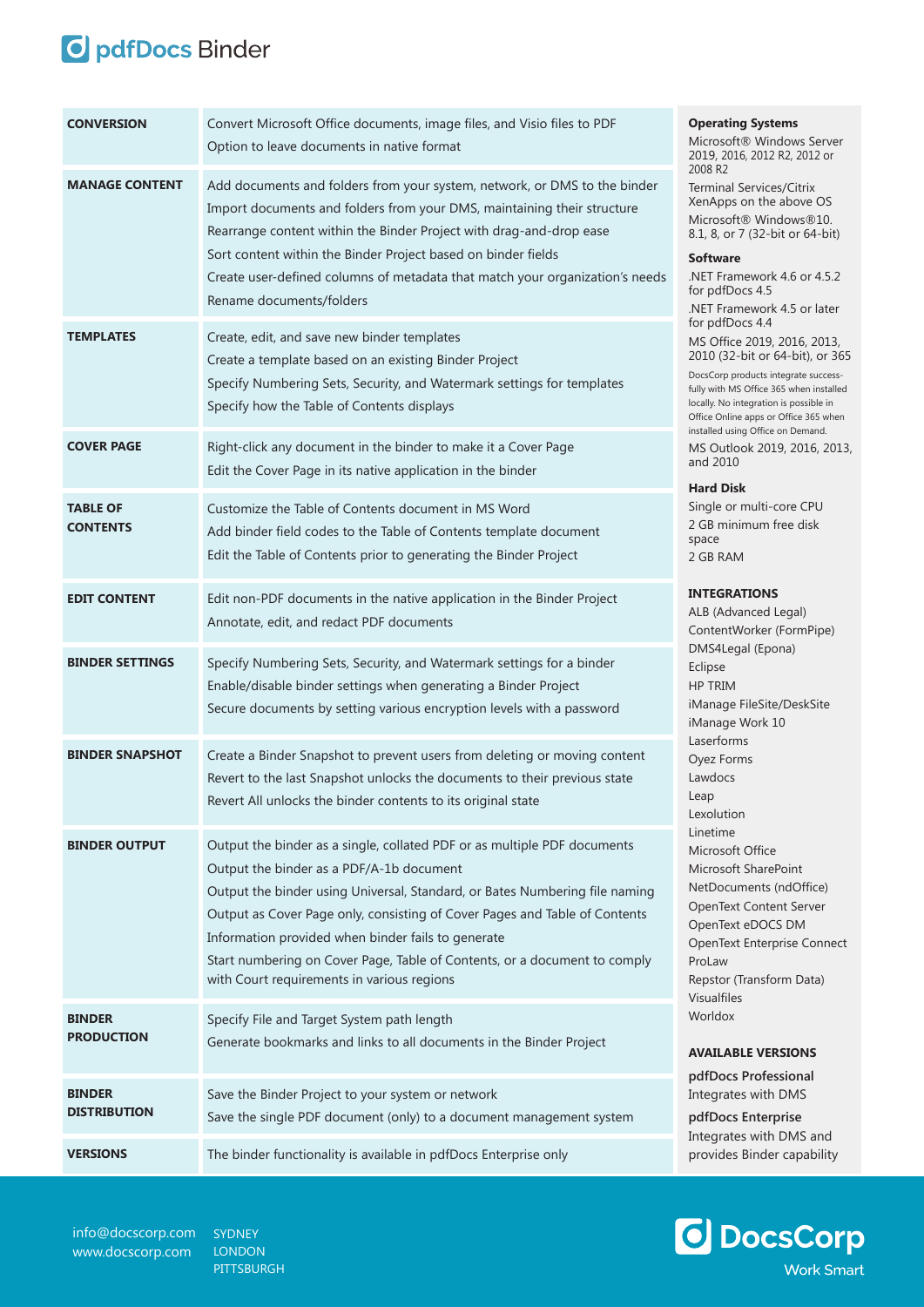# pdfDocs Binder

| | |
|---|---|
| **CONVERSION** | Convert Microsoft Office documents, image files, and Visio files to PDF<br>Option to leave documents in native format |
| **MANAGE CONTENT** | Add documents and folders from your system, network, or DMS to the binder<br>Import documents and folders from your DMS, maintaining their structure<br>Rearrange content within the Binder Project with drag-and-drop ease<br>Sort content within the Binder Project based on binder fields<br>Create user-defined columns of metadata that match your organization's needs<br>Rename documents/folders |
| **TEMPLATES** | Create, edit, and save new binder templates<br>Create a template based on an existing Binder Project<br>Specify Numbering Sets, Security, and Watermark settings for templates<br>Specify how the Table of Contents displays |
| **COVER PAGE** | Right-click any document in the binder to make it a Cover Page<br>Edit the Cover Page in its native application in the binder |
| **TABLE OF CONTENTS** | Customize the Table of Contents document in MS Word<br>Add binder field codes to the Table of Contents template document<br>Edit the Table of Contents prior to generating the Binder Project |
| **EDIT CONTENT** | Edit non-PDF documents in the native application in the Binder Project<br>Annotate, edit, and redact PDF documents |
| **BINDER SETTINGS** | Specify Numbering Sets, Security, and Watermark settings for a binder<br>Enable/disable binder settings when generating a Binder Project<br>Secure documents by setting various encryption levels with a password |
| **BINDER SNAPSHOT** | Create a Binder Snapshot to prevent users from deleting or moving content<br>Revert to the last Snapshot unlocks the documents to their previous state<br>Revert All unlocks the binder contents to its original state |
| **BINDER OUTPUT** | Output the binder as a single, collated PDF or as multiple PDF documents<br>Output the binder as a PDF/A-1b document<br>Output the binder using Universal, Standard, or Bates Numbering file naming<br>Output as Cover Page only, consisting of Cover Pages and Table of Contents<br>Information provided when binder fails to generate<br>Start numbering on Cover Page, Table of Contents, or a document to comply with Court requirements in various regions |
| **BINDER PRODUCTION** | Specify File and Target System path length<br>Generate bookmarks and links to all documents in the Binder Project |
| **BINDER DISTRIBUTION** | Save the Binder Project to your system or network<br>Save the single PDF document (only) to a document management system |
| **VERSIONS** | The binder functionality is available in pdfDocs Enterprise only |

**Operating Systems**

Microsoft® Windows Server 2019, 2016, 2012 R2, 2012 or 2008 R2

Terminal Services/Citrix XenApps on the above OS

Microsoft® Windows®10. 8.1, 8, or 7 (32-bit or 64-bit)

**Software**

.NET Framework 4.6 or 4.5.2 for pdfDocs 4.5

.NET Framework 4.5 or later for pdfDocs 4.4

MS Office 2019, 2016, 2013, 2010 (32-bit or 64-bit), or 365

DocsCorp products integrate successfully with MS Office 365 when installed locally. No integration is possible in Office Online apps or Office 365 when installed using Office on Demand.

MS Outlook 2019, 2016, 2013, and 2010

**Hard Disk**

Single or multi-core CPU

2 GB minimum free disk space

2 GB RAM

**INTEGRATIONS**

ALB (Advanced Legal)
ContentWorker (FormPipe)
DMS4Legal (Epona)
Eclipse
HP TRIM
iManage FileSite/DeskSite
iManage Work 10
Laserforms
Oyez Forms
Lawdocs
Leap
Lexolution
Linetime
Microsoft Office
Microsoft SharePoint
NetDocuments (ndOffice)
OpenText Content Server
OpenText eDOCS DM
OpenText Enterprise Connect
ProLaw
Repstor (Transform Data)
Visualfiles
Worldox

**AVAILABLE VERSIONS**

**pdfDocs Professional**
Integrates with DMS

**pdfDocs Enterprise**
Integrates with DMS and provides Binder capability

info@docscorp.com
www.docscorp.com

SYDNEY
LONDON
PITTSBURGH

DocsCorp
Work Smart